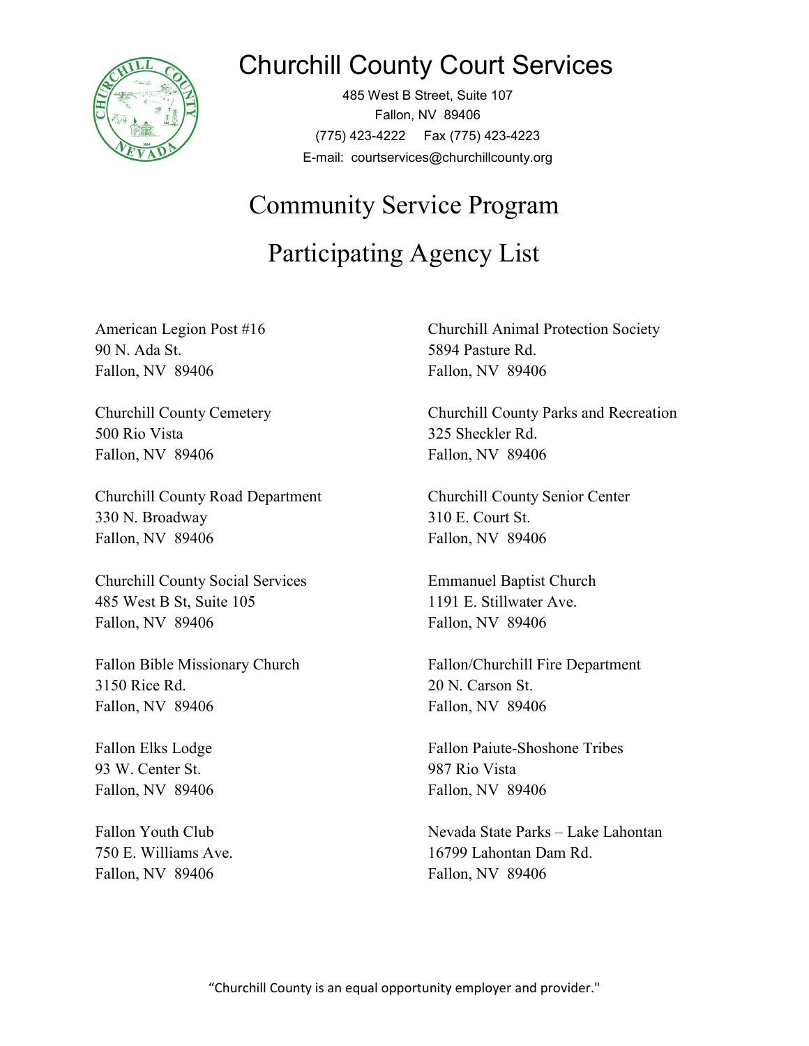# Churchill County Court Services

485 West B Street, Suite 107
Fallon, NV 89406
(775) 423-4222 Fax (775) 423-4223
E-mail: courtservices@churchillcounty.org

## Community Service Program

## Participating Agency List

American Legion Post #16
90 N. Ada St.
Fallon, NV 89406

Churchill Animal Protection Society
5894 Pasture Rd.
Fallon, NV 89406

Churchill County Cemetery
500 Rio Vista
Fallon, NV 89406

Churchill County Parks and Recreation
325 Sheckler Rd.
Fallon, NV 89406

Churchill County Road Department
330 N. Broadway
Fallon, NV 89406

Churchill County Senior Center
310 E. Court St.
Fallon, NV 89406

Churchill County Social Services
485 West B St, Suite 105
Fallon, NV 89406

Emmanuel Baptist Church
1191 E. Stillwater Ave.
Fallon, NV 89406

Fallon Bible Missionary Church
3150 Rice Rd.
Fallon, NV 89406

Fallon/Churchill Fire Department
20 N. Carson St.
Fallon, NV 89406

Fallon Elks Lodge
93 W. Center St.
Fallon, NV 89406

Fallon Paiute-Shoshone Tribes
987 Rio Vista
Fallon, NV 89406

Fallon Youth Club
750 E. Williams Ave.
Fallon, NV 89406

Nevada State Parks – Lake Lahontan
16799 Lahontan Dam Rd.
Fallon, NV 89406

"Churchill County is an equal opportunity employer and provider."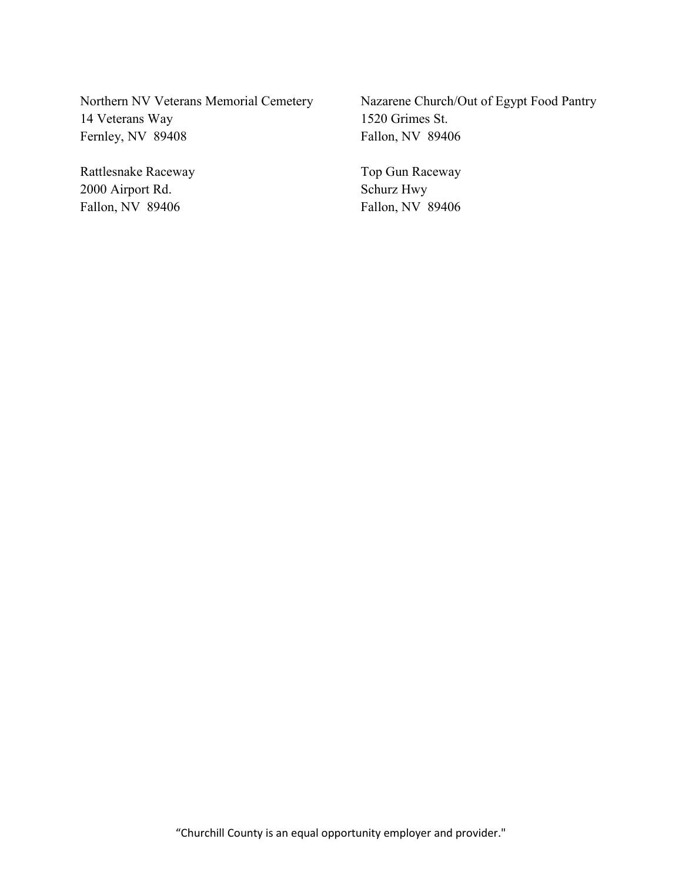Northern NV Veterans Memorial Cemetery
14 Veterans Way
Fernley, NV 89408

Nazarene Church/Out of Egypt Food Pantry
1520 Grimes St.
Fallon, NV 89406

Rattlesnake Raceway
2000 Airport Rd.
Fallon, NV 89406

Top Gun Raceway
Schurz Hwy
Fallon, NV 89406

"Churchill County is an equal opportunity employer and provider."